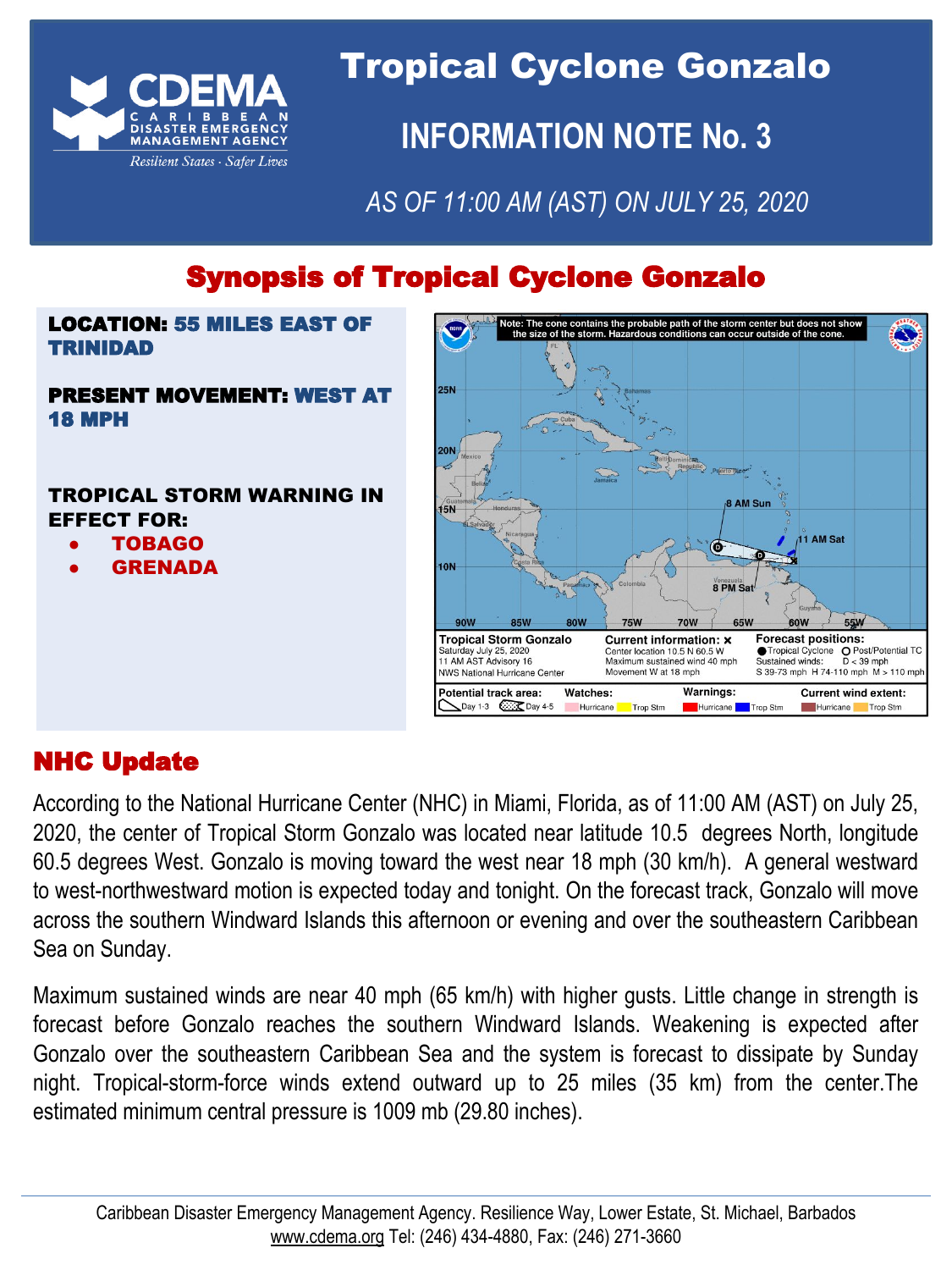# Tropical Cyclone Gonzalo

## INFORMATION NOTE No. 3

*AS OF 11:00 AM (AST) ON JULY 25, 2020*

## Synopsis of Tropical Cyclone Gonzalo

**LOCATION: 55 MILES EAST OF TRINIDAD**

**PRESENT MOVEMENT: WEST AT 18 MPH**

**TROPICAL STORM WARNING IN EFFECT FOR:**

- **TOBAGO**
- **GRENADA**

## NHC Update

According to the National Hurricane Center (NHC) in Miami, Florida, as of 11:00 AM (AST) on July 25, 2020, the center of Tropical Storm Gonzalo was located near latitude 10.5 degrees North, longitude 60.5 degrees West. Gonzalo is moving toward the west near 18 mph (30 km/h). A general westward to west-northwestward motion is expected today and tonight. On the forecast track, Gonzalo will move across the southern Windward Islands this afternoon or evening and over the southeastern Caribbean Sea on Sunday.

Maximum sustained winds are near 40 mph (65 km/h) with higher gusts. Little change in strength is forecast before Gonzalo reaches the southern Windward Islands. Weakening is expected after Gonzalo over the southeastern Caribbean Sea and the system is forecast to dissipate by Sunday night. Tropical-storm-force winds extend outward up to 25 miles (35 km) from the center.The estimated minimum central pressure is 1009 mb (29.80 inches).

Caribbean Disaster Emergency Management Agency. Resilience Way, Lower Estate, St. Michael, Barbados
www.cdema.org Tel: (246) 434-4880, Fax: (246) 271-3660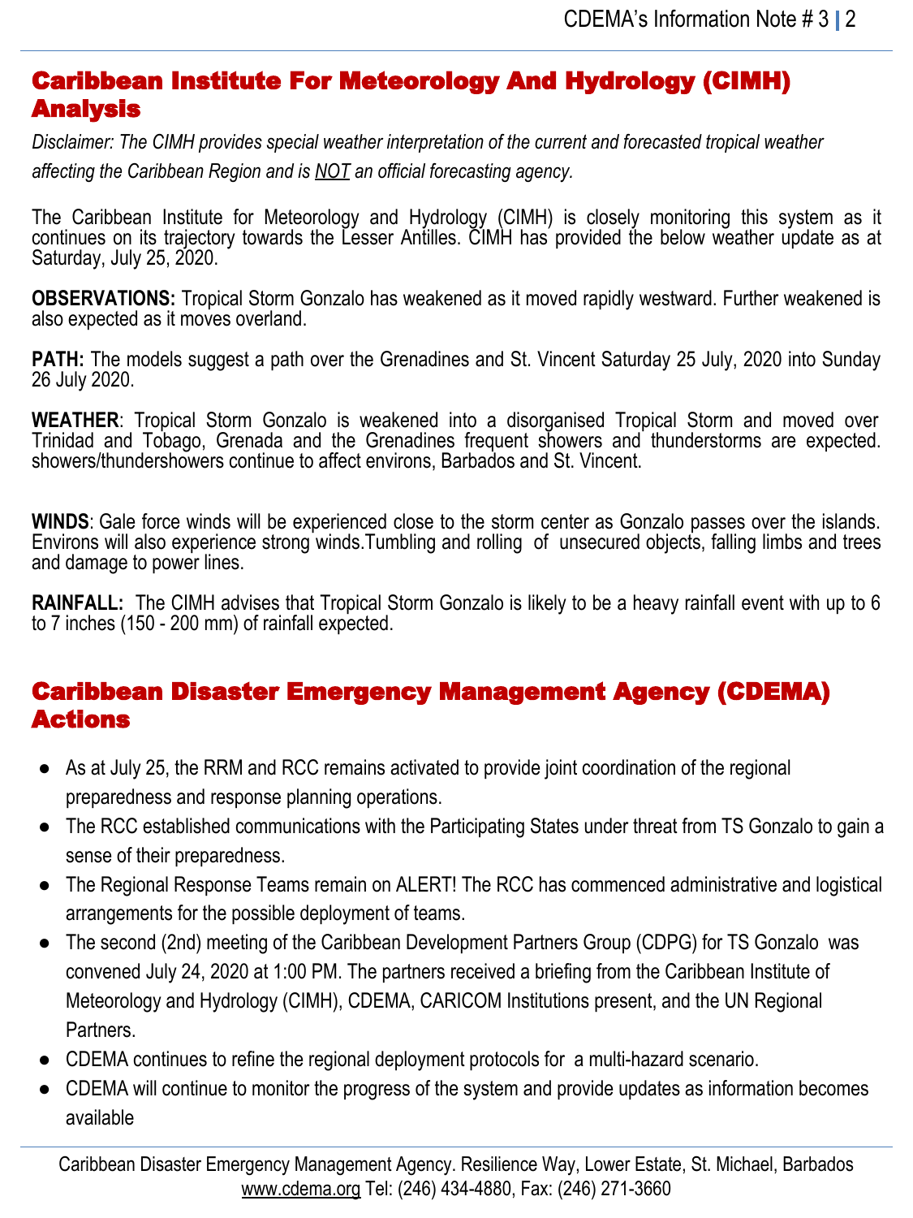## Caribbean Institute For Meteorology And Hydrology (CIMH) Analysis

*Disclaimer: The CIMH provides special weather interpretation of the current and forecasted tropical weather affecting the Caribbean Region and is NOT an official forecasting agency.*

The Caribbean Institute for Meteorology and Hydrology (CIMH) is closely monitoring this system as it continues on its trajectory towards the Lesser Antilles. CIMH has provided the below weather update as at Saturday, July 25, 2020.

**OBSERVATIONS:** Tropical Storm Gonzalo has weakened as it moved rapidly westward. Further weakened is also expected as it moves overland.

**PATH:** The models suggest a path over the Grenadines and St. Vincent Saturday 25 July, 2020 into Sunday 26 July 2020.

**WEATHER**: Tropical Storm Gonzalo is weakened into a disorganised Tropical Storm and moved over Trinidad and Tobago, Grenada and the Grenadines frequent showers and thunderstorms are expected. showers/thundershowers continue to affect environs, Barbados and St. Vincent.

**WINDS**: Gale force winds will be experienced close to the storm center as Gonzalo passes over the islands. Environs will also experience strong winds.Tumbling and rolling of unsecured objects, falling limbs and trees and damage to power lines.

**RAINFALL:** The CIMH advises that Tropical Storm Gonzalo is likely to be a heavy rainfall event with up to 6 to 7 inches (150 - 200 mm) of rainfall expected.

## Caribbean Disaster Emergency Management Agency (CDEMA) Actions

- As at July 25, the RRM and RCC remains activated to provide joint coordination of the regional preparedness and response planning operations.
- The RCC established communications with the Participating States under threat from TS Gonzalo to gain a sense of their preparedness.
- The Regional Response Teams remain on ALERT! The RCC has commenced administrative and logistical arrangements for the possible deployment of teams.
- The second (2nd) meeting of the Caribbean Development Partners Group (CDPG) for TS Gonzalo was convened July 24, 2020 at 1:00 PM. The partners received a briefing from the Caribbean Institute of Meteorology and Hydrology (CIMH), CDEMA, CARICOM Institutions present, and the UN Regional Partners.
- CDEMA continues to refine the regional deployment protocols for a multi-hazard scenario.
- CDEMA will continue to monitor the progress of the system and provide updates as information becomes available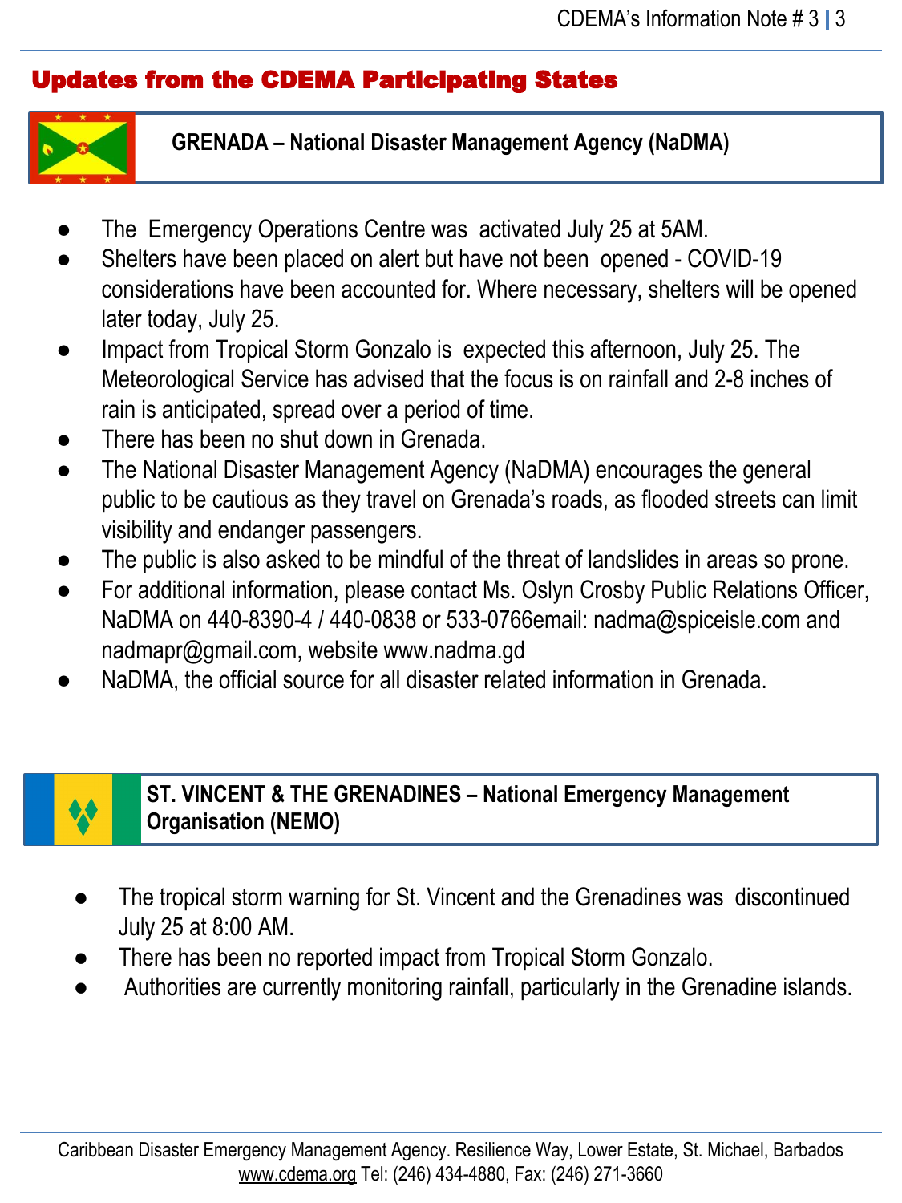## Updates from the CDEMA Participating States

### GRENADA – National Disaster Management Agency (NaDMA)

- The Emergency Operations Centre was activated July 25 at 5AM.
- Shelters have been placed on alert but have not been opened - COVID-19 considerations have been accounted for. Where necessary, shelters will be opened later today, July 25.
- Impact from Tropical Storm Gonzalo is expected this afternoon, July 25. The Meteorological Service has advised that the focus is on rainfall and 2-8 inches of rain is anticipated, spread over a period of time.
- There has been no shut down in Grenada.
- The National Disaster Management Agency (NaDMA) encourages the general public to be cautious as they travel on Grenada's roads, as flooded streets can limit visibility and endanger passengers.
- The public is also asked to be mindful of the threat of landslides in areas so prone.
- For additional information, please contact Ms. Oslyn Crosby Public Relations Officer, NaDMA on 440-8390-4 / 440-0838 or 533-0766email: nadma@spiceisle.com and nadmapr@gmail.com, website www.nadma.gd
- NaDMA, the official source for all disaster related information in Grenada.

### ST. VINCENT & THE GRENADINES – National Emergency Management Organisation (NEMO)

- The tropical storm warning for St. Vincent and the Grenadines was discontinued July 25 at 8:00 AM.
- There has been no reported impact from Tropical Storm Gonzalo.
- Authorities are currently monitoring rainfall, particularly in the Grenadine islands.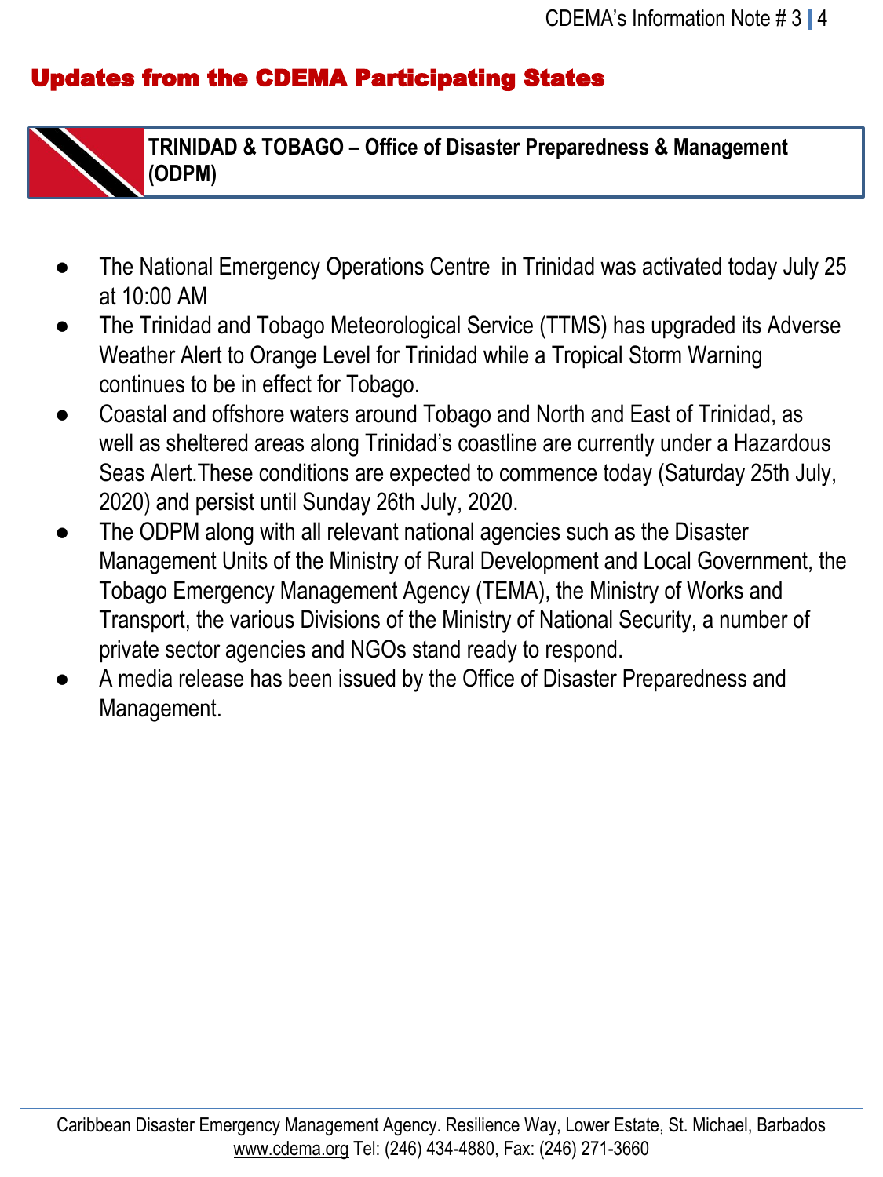## Updates from the CDEMA Participating States

### TRINIDAD & TOBAGO – Office of Disaster Preparedness & Management (ODPM)

- The National Emergency Operations Centre in Trinidad was activated today July 25 at 10:00 AM
- The Trinidad and Tobago Meteorological Service (TTMS) has upgraded its Adverse Weather Alert to Orange Level for Trinidad while a Tropical Storm Warning continues to be in effect for Tobago.
- Coastal and offshore waters around Tobago and North and East of Trinidad, as well as sheltered areas along Trinidad's coastline are currently under a Hazardous Seas Alert.These conditions are expected to commence today (Saturday 25th July, 2020) and persist until Sunday 26th July, 2020.
- The ODPM along with all relevant national agencies such as the Disaster Management Units of the Ministry of Rural Development and Local Government, the Tobago Emergency Management Agency (TEMA), the Ministry of Works and Transport, the various Divisions of the Ministry of National Security, a number of private sector agencies and NGOs stand ready to respond.
- A media release has been issued by the Office of Disaster Preparedness and Management.